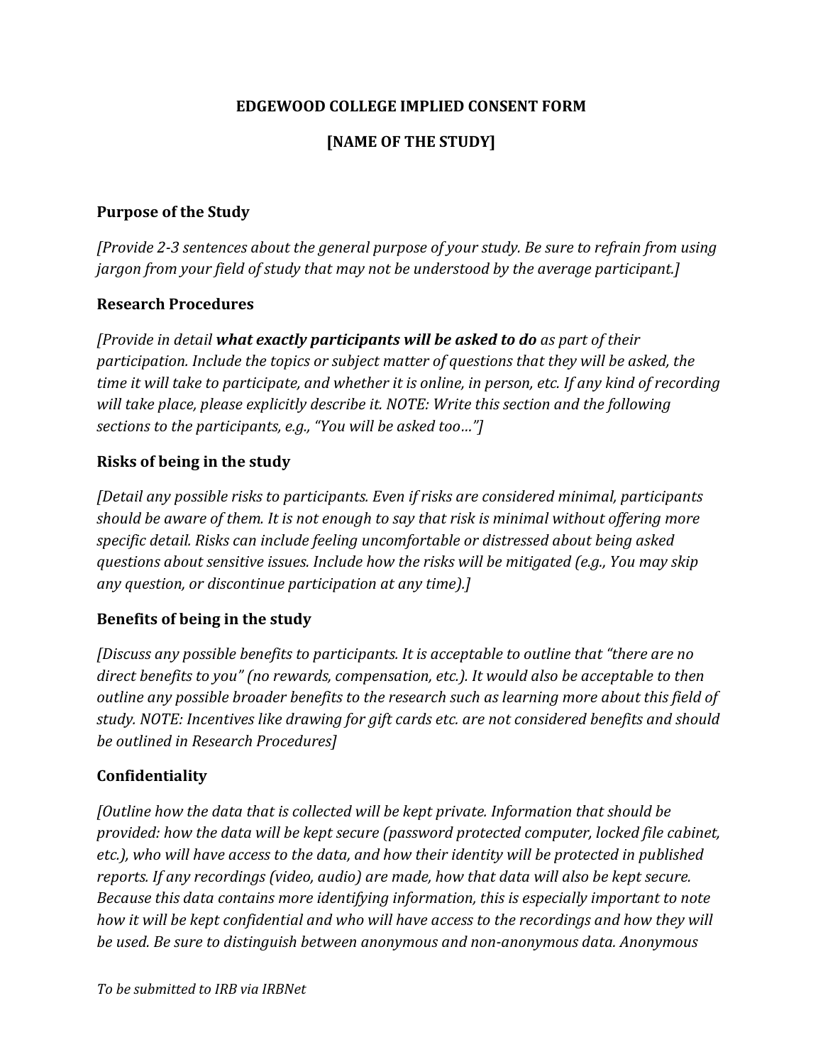# EDGEWOOD COLLEGE IMPLIED CONSENT FORM

## [NAME OF THE STUDY]

### Purpose of the Study

*[Provide 2-3 sentences about the general purpose of your study. Be sure to refrain from using jargon from your field of study that may not be understood by the average participant.]*

### Research Procedures

*[Provide in detail* ***what exactly participants will be asked to do*** *as part of their participation. Include the topics or subject matter of questions that they will be asked, the time it will take to participate, and whether it is online, in person, etc. If any kind of recording will take place, please explicitly describe it. NOTE: Write this section and the following sections to the participants, e.g., "You will be asked too…"]*

### Risks of being in the study

*[Detail any possible risks to participants. Even if risks are considered minimal, participants should be aware of them. It is not enough to say that risk is minimal without offering more specific detail. Risks can include feeling uncomfortable or distressed about being asked questions about sensitive issues. Include how the risks will be mitigated (e.g., You may skip any question, or discontinue participation at any time).]*

### Benefits of being in the study

*[Discuss any possible benefits to participants. It is acceptable to outline that "there are no direct benefits to you" (no rewards, compensation, etc.). It would also be acceptable to then outline any possible broader benefits to the research such as learning more about this field of study. NOTE: Incentives like drawing for gift cards etc. are not considered benefits and should be outlined in Research Procedures]*

### Confidentiality

*[Outline how the data that is collected will be kept private. Information that should be provided: how the data will be kept secure (password protected computer, locked file cabinet, etc.), who will have access to the data, and how their identity will be protected in published reports. If any recordings (video, audio) are made, how that data will also be kept secure. Because this data contains more identifying information, this is especially important to note how it will be kept confidential and who will have access to the recordings and how they will be used. Be sure to distinguish between anonymous and non-anonymous data. Anonymous*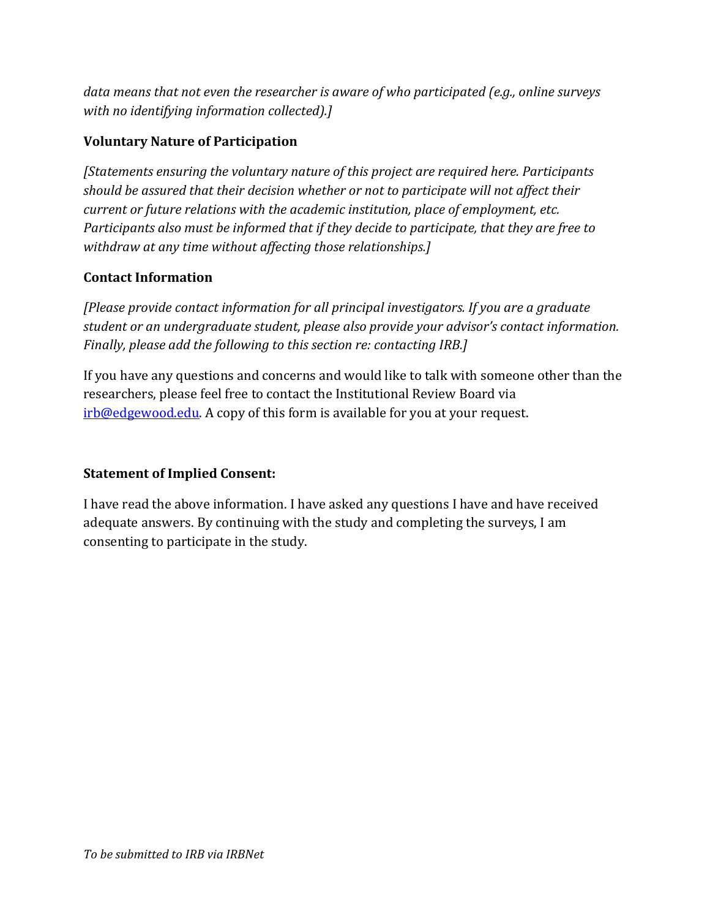*data means that not even the researcher is aware of who participated (e.g., online surveys with no identifying information collected).]*

**Voluntary Nature of Participation**

*[Statements ensuring the voluntary nature of this project are required here. Participants should be assured that their decision whether or not to participate will not affect their current or future relations with the academic institution, place of employment, etc. Participants also must be informed that if they decide to participate, that they are free to withdraw at any time without affecting those relationships.]*

**Contact Information**

*[Please provide contact information for all principal investigators. If you are a graduate student or an undergraduate student, please also provide your advisor's contact information. Finally, please add the following to this section re: contacting IRB.]*

If you have any questions and concerns and would like to talk with someone other than the researchers, please feel free to contact the Institutional Review Board via irb@edgewood.edu. A copy of this form is available for you at your request.

**Statement of Implied Consent:**

I have read the above information. I have asked any questions I have and have received adequate answers. By continuing with the study and completing the surveys, I am consenting to participate in the study.

*To be submitted to IRB via IRBNet*